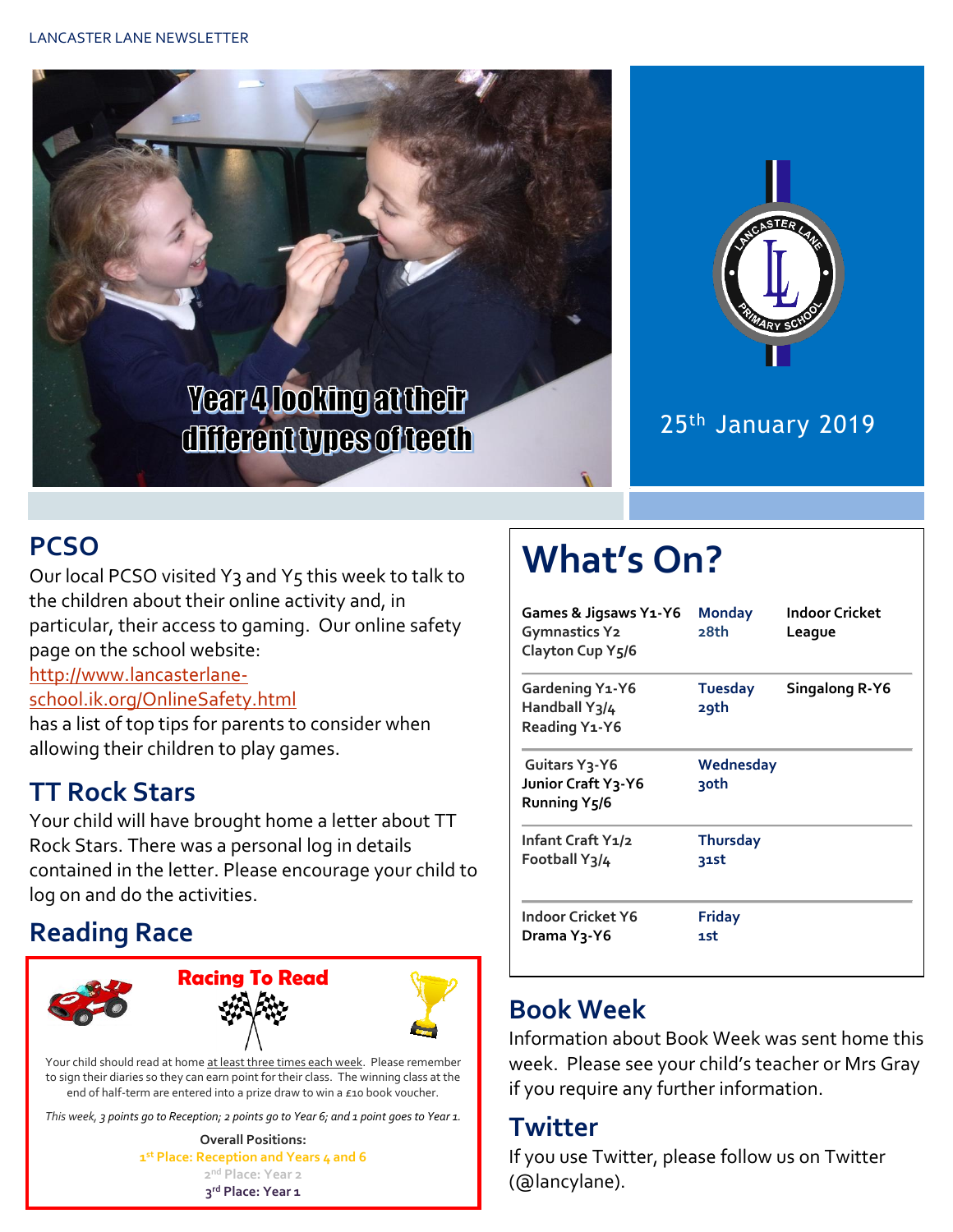Year 4 looking at their different types of teeth

25th January 2019

## PCSO

Our local PCSO visited Y3 and Y5 this week to talk to the children about their online activity and, in particular, their access to gaming. Our online safety page on the school website: [http://www.lancasterlane-school.ik.org/OnlineSafety.html](http://www.lancasterlane-school.ik.org/OnlineSafety.html) has a list of top tips for parents to consider when allowing their children to play games.

## TT Rock Stars

Your child will have brought home a letter about TT Rock Stars. There was a personal log in details contained in the letter. Please encourage your child to log on and do the activities.

## Reading Race

**Racing To Read**

Your child should read at home at least three times each week. Please remember to sign their diaries so they can earn point for their class. The winning class at the end of half-term are entered into a prize draw to win a £10 book voucher.

*This week, 3 points go to Reception; 2 points go to Year 6; and 1 point goes to Year 1.*

**Overall Positions:**

**1st Place: Reception and Years 4 and 6**

**2nd Place: Year 2**

**3rd Place: Year 1**

## What's On?

| | | |
|---|---|---|
| Games & Jigsaws Y1-Y6<br>Gymnastics Y2<br>Clayton Cup Y5/6 | Monday 28th | Indoor Cricket League |
| Gardening Y1-Y6<br>Handball Y3/4<br>Reading Y1-Y6 | Tuesday 29th | Singalong R-Y6 |
| Guitars Y3-Y6<br>Junior Craft Y3-Y6<br>Running Y5/6 | Wednesday 30th | |
| Infant Craft Y1/2<br>Football Y3/4 | Thursday 31st | |
| Indoor Cricket Y6<br>Drama Y3-Y6 | Friday 1st | |

## Book Week

Information about Book Week was sent home this week. Please see your child's teacher or Mrs Gray if you require any further information.

## Twitter

If you use Twitter, please follow us on Twitter (@lancylane).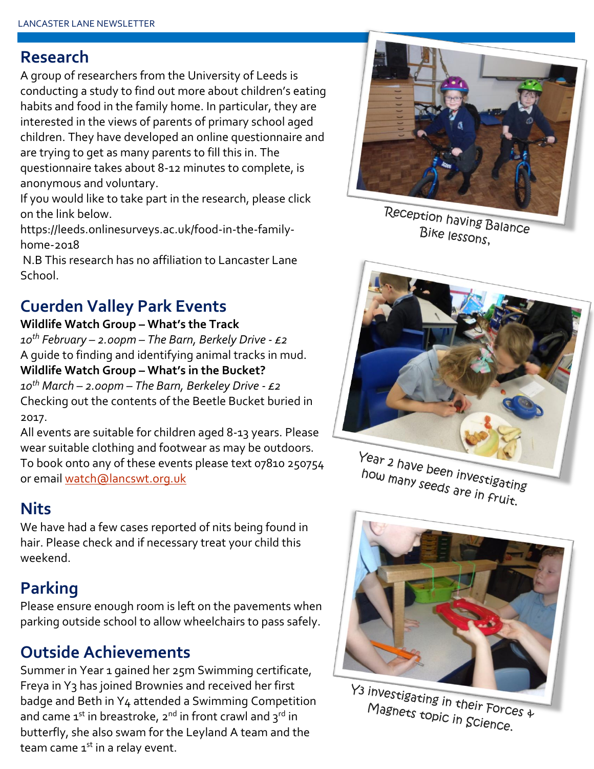## Research

A group of researchers from the University of Leeds is conducting a study to find out more about children's eating habits and food in the family home. In particular, they are interested in the views of parents of primary school aged children. They have developed an online questionnaire and are trying to get as many parents to fill this in. The questionnaire takes about 8-12 minutes to complete, is anonymous and voluntary.

If you would like to take part in the research, please click on the link below.

https://leeds.onlinesurveys.ac.uk/food-in-the-family-home-2018

N.B This research has no affiliation to Lancaster Lane School.

## Cuerden Valley Park Events

**Wildlife Watch Group – What's the Track**

*10th February – 2.00pm – The Barn, Berkely Drive - £2*

A guide to finding and identifying animal tracks in mud.

**Wildlife Watch Group – What's in the Bucket?**

*10th March – 2.00pm – The Barn, Berkeley Drive - £2*

Checking out the contents of the Beetle Bucket buried in 2017.

All events are suitable for children aged 8-13 years. Please wear suitable clothing and footwear as may be outdoors. To book onto any of these events please text 07810 250754 or email watch@lancswt.org.uk

## Nits

We have had a few cases reported of nits being found in hair. Please check and if necessary treat your child this weekend.

## Parking

Please ensure enough room is left on the pavements when parking outside school to allow wheelchairs to pass safely.

## Outside Achievements

Summer in Year 1 gained her 25m Swimming certificate, Freya in Y3 has joined Brownies and received her first badge and Beth in Y4 attended a Swimming Competition and came 1st in breastroke, 2nd in front crawl and 3rd in butterfly, she also swam for the Leyland A team and the team came 1st in a relay event.

Reception having Balance Bike lessons,

Year 2 have been investigating how many seeds are in fruit.

Y3 investigating in their Forces & Magnets topic in Science.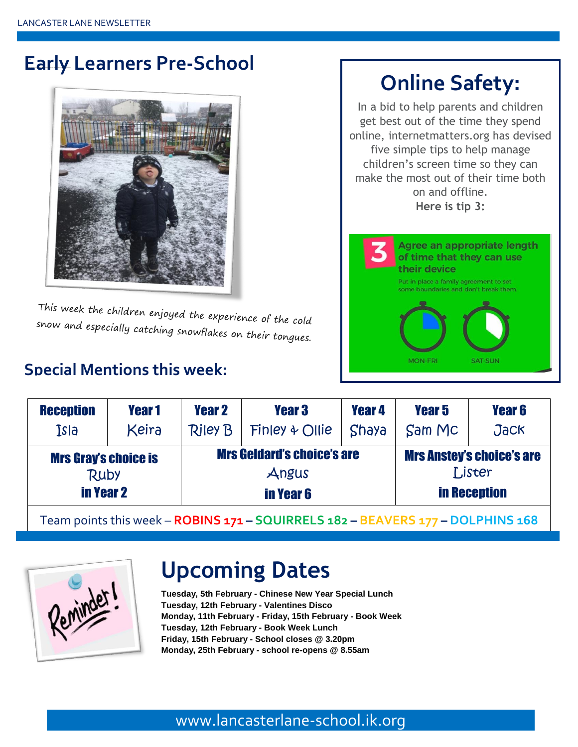## Early Learners Pre-School

This week the children enjoyed the experience of the cold snow and especially catching snowflakes on their tongues.

## Online Safety:

In a bid to help parents and children get best out of the time they spend online, internetmatters.org has devised five simple tips to help manage children's screen time so they can make the most out of their time both on and offline.

**Here is tip 3:**

3 Agree an appropriate length of time that they can use their device

Put in place a family agreement to set some boundaries and don't break them.

MON-FRI SAT-SUN

## Special Mentions this week:

| Reception | Year 1 | Year 2 | Year 3 | Year 4 | Year 5 | Year 6 |
|---|---|---|---|---|---|---|
| Isla | Keira | Riley B | Finley & Ollie | Shaya | Sam Mc | Jack |
| **Mrs Gray's choice is** Ruby **in Year 2** | | **Mrs Geldard's choice's are** Angus **in Year 6** | | | **Mrs Anstey's choice's are** Lister **in Reception** | |

Team points this week – **ROBINS 171** – **SQUIRRELS 182** – **BEAVERS 177** – **DOLPHINS 168**

Reminder!

## Upcoming Dates

**Tuesday, 5th February - Chinese New Year Special Lunch**
**Tuesday, 12th February - Valentines Disco**
**Monday, 11th February - Friday, 15th February - Book Week**
**Tuesday, 12th February - Book Week Lunch**
**Friday, 15th February - School closes @ 3.20pm**
**Monday, 25th February - school re-opens @ 8.55am**

www.lancasterlane-school.ik.org